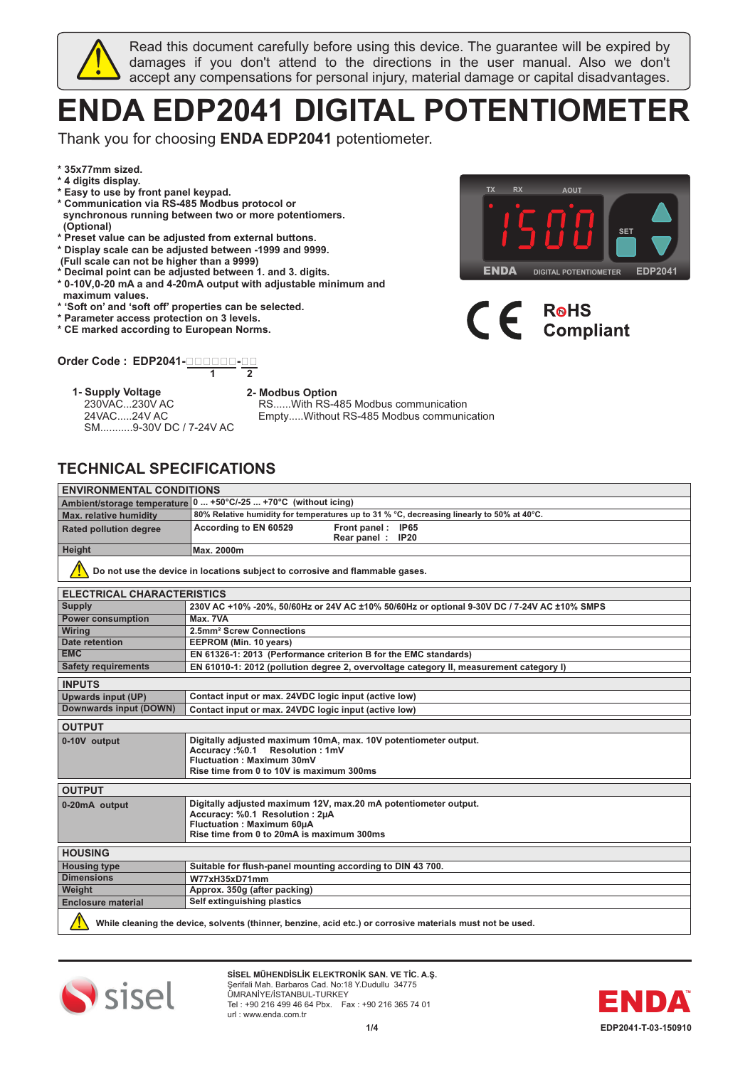Read this document carefully before using this device. The guarantee will be expired by damages if you don't attend to the directions in the user manual. Also we don't accept any compensations for personal injury, material damage or capital disadvantages.

# ENDA EDP2041 DIGITAL POTENTIOMETER

Thank you for choosing **ENDA EDP2041** potentiometer.

- **35x77mm sized.**
- **4 digits display.**
- **Easy to use by front panel keypad.**
- **Communication via RS-485 Modbus protocol or synchronous running between two or more potentiomers. (Optional)**
- **Preset value can be adjusted from external buttons.**
- **Display scale can be adjusted between -1999 and 9999. (Full scale can not be higher than a 9999)**
- **Decimal point can be adjusted between 1. and 3. digits.**
- **0-10V,0-20 mA a and 4-20mA output with adjustable minimum and maximum values.**
- **'Soft on' and 'soft off' properties can be selected.**
- **Parameter access protection on 3 levels.**
- **CE marked according to European Norms.**

RoHS Compliant

**Order Code : EDP2041-□□□□□□-□□**
(1: □□□□□□, 2: □□)

**1- Supply Voltage**
230VAC...230V AC
24VAC.....24V AC
SM...........9-30V DC / 7-24V AC

**2- Modbus Option**
RS......With RS-485 Modbus communication
Empty.....Without RS-485 Modbus communication

## TECHNICAL SPECIFICATIONS

| ENVIRONMENTAL CONDITIONS | |
|---|---|
| Ambient/storage temperature | 0 ... +50°C/-25 ... +70°C (without icing) |
| Max. relative humidity | 80% Relative humidity for temperatures up to 31 % °C, decreasing linearly to 50% at 40°C. |
| Rated pollution degree | According to EN 60529 — Front panel : IP65, Rear panel : IP20 |
| Height | Max. 2000m |

Do not use the device in locations subject to corrosive and flammable gases.

| ELECTRICAL CHARACTERISTICS | |
|---|---|
| Supply | 230V AC +10% -20%, 50/60Hz or 24V AC ±10% 50/60Hz or optional 9-30V DC / 7-24V AC ±10% SMPS |
| Power consumption | Max. 7VA |
| Wiring | 2.5mm² Screw Connections |
| Date retention | EEPROM (Min. 10 years) |
| EMC | EN 61326-1: 2013 (Performance criterion B for the EMC standards) |
| Safety requirements | EN 61010-1: 2012 (pollution degree 2, overvoltage category II, measurement category I) |

| INPUTS | |
|---|---|
| Upwards input (UP) | Contact input or max. 24VDC logic input (active low) |
| Downwards input (DOWN) | Contact input or max. 24VDC logic input (active low) |

| OUTPUT | |
|---|---|
| 0-10V output | Digitally adjusted maximum 10mA, max. 10V potentiometer output.<br>Accuracy :%0.1 Resolution : 1mV<br>Fluctuation : Maximum 30mV<br>Rise time from 0 to 10V is maximum 300ms |

| OUTPUT | |
|---|---|
| 0-20mA output | Digitally adjusted maximum 12V, max.20 mA potentiometer output.<br>Accuracy: %0.1 Resolution : 2µA<br>Fluctuation : Maximum 60µA<br>Rise time from 0 to 20mA is maximum 300ms |

| HOUSING | |
|---|---|
| Housing type | Suitable for flush-panel mounting according to DIN 43 700. |
| Dimensions | W77xH35xD71mm |
| Weight | Approx. 350g (after packing) |
| Enclosure material | Self extinguishing plastics |

While cleaning the device, solvents (thinner, benzine, acid etc.) or corrosive materials must not be used.

**SİSEL MÜHENDİSLİK ELEKTRONİK SAN. VE TİC. A.Ş.**
Şerifali Mah. Barbaros Cad. No:18 Y.Dudullu 34775
ÜMRANİYE/İSTANBUL-TURKEY
Tel : +90 216 499 46 64 Pbx. Fax : +90 216 365 74 01
url : www.enda.com.tr

EDP2041-T-03-150910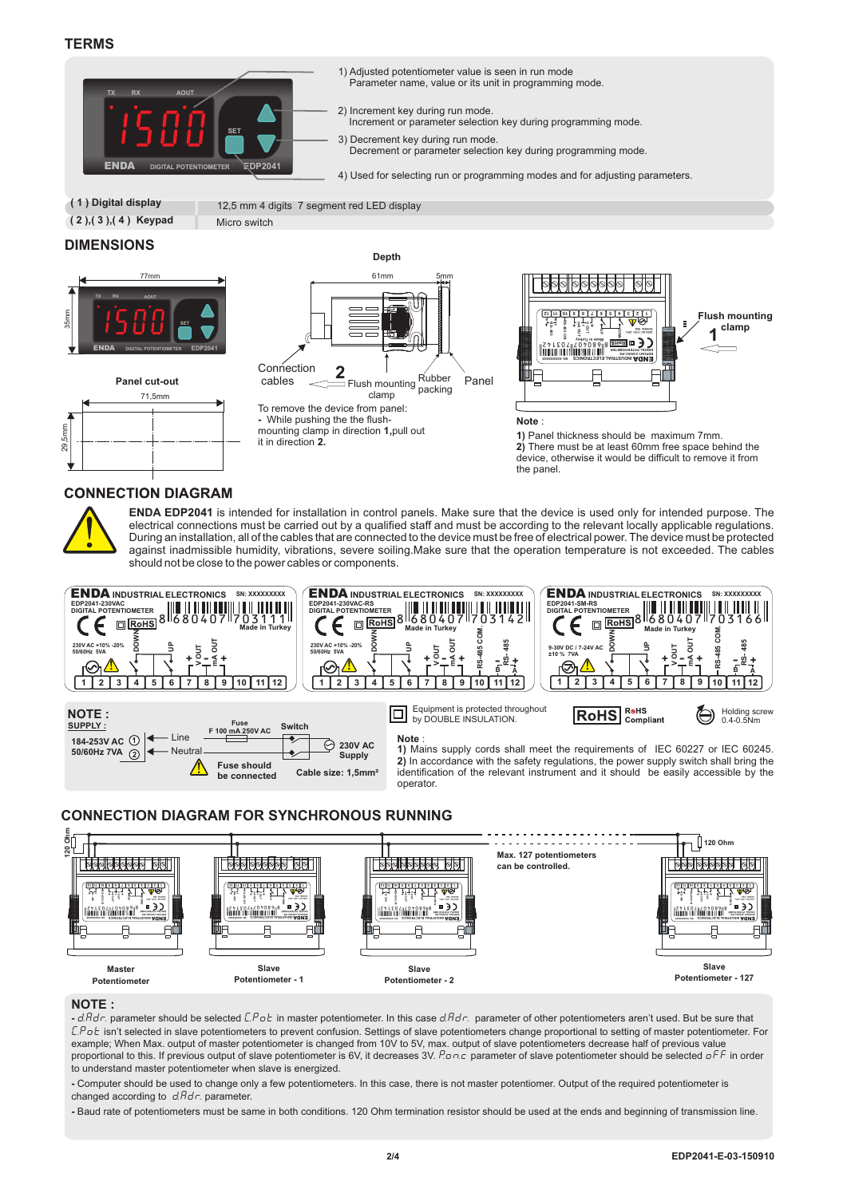## TERMS

1) Adjusted potentiometer value is seen in run mode
Parameter name, value or its unit in programming mode.

2) Increment key during run mode.
Increment or parameter selection key during programming mode.

3) Decrement key during run mode.
Decrement or parameter selection key during programming mode.

4) Used for selecting run or programming modes and for adjusting parameters.

| | |
|---|---|
| **( 1 ) Digital display** | 12,5 mm 4 digits 7 segment red LED display |
| **( 2 ),( 3 ),( 4 ) Keypad** | Micro switch |

## DIMENSIONS

Depth

Panel cut-out

To remove the device from panel:
- While pushing the the flush-mounting clamp in direction **1**,pull out it in direction **2.**

**Note** :
1) Panel thickness should be maximum 7mm.
2) There must be at least 60mm free space behind the device, otherwise it would be difficult to remove it from the panel.

## CONNECTION DIAGRAM

**ENDA EDP2041** is intended for installation in control panels. Make sure that the device is used only for intended purpose. The electrical connections must be carried out by a qualified staff and must be according to the relevant locally applicable regulations. During an installation, all of the cables that are connected to the device must be free of electrical power. The device must be protected against inadmissible humidity, vibrations, severe soiling.Make sure that the operation temperature is not exceeded. The cables should not be close to the power cables or components.

**NOTE :**
**SUPPLY :**

184-253V AC 50/60Hz 7VA — Line, Neutral — Fuse F 100 mA 250V AC — Switch — 230V AC Supply

Fuse should be connected

Cable size: 1,5mm²

Equipment is protected throughout by DOUBLE INSULATION.

RoHS Compliant

Holding screw 0.4-0.5Nm

**Note** :
**1)** Mains supply cords shall meet the requirements of IEC 60227 or IEC 60245.
**2)** In accordance with the safety regulations, the power supply switch shall bring the identification of the relevant instrument and it should be easily accessible by the operator.

## CONNECTION DIAGRAM FOR SYNCHRONOUS RUNNING

Max. 127 potentiometers can be controlled.

120 Ohm

Master Potentiometer — Slave Potentiometer - 1 — Slave Potentiometer - 2 — Slave Potentiometer - 127

## NOTE :

- d.Adr. parameter should be selected C.Pot in master potentiometer. In this case d.Adr. parameter of other potentiometers aren't used. But be sure that C.Pot isn't selected in slave potentiometers to prevent confusion. Settings of slave potentiometers change proportional to setting of master potentiometer. For example; When Max. output of master potentiometer is changed from 10V to 5V, max. output of slave potentiometers decrease half of previous value proportional to this. If previous output of slave potentiometer is 6V, it decreases 3V. Pon.c parameter of slave potentiometer should be selected oFF in order to understand master potentiometer when slave is energized.

- Computer should be used to change only a few potentiometers. In this case, there is not master potentiometer. Output of the required potentiometer is changed according to d.Adr. parameter.

- Baud rate of potentiometers must be same in both conditions. 120 Ohm termination resistor should be used at the ends and beginning of transmission line.

EDP2041-E-03-150910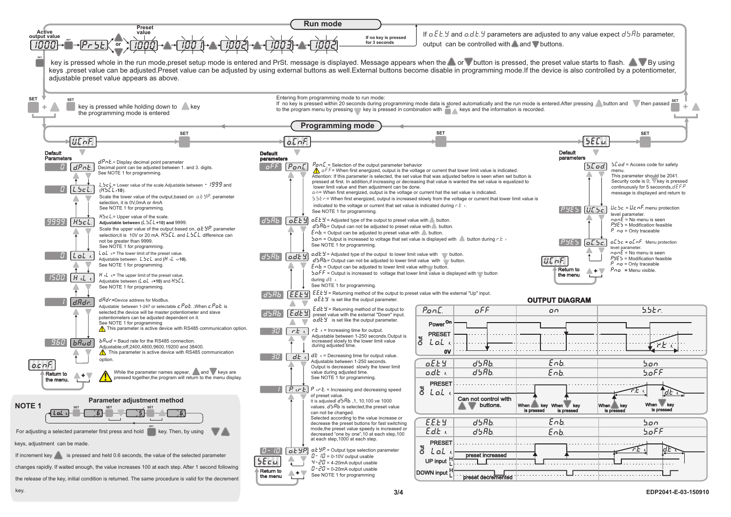## Run mode

Active output value: 1000 → SET → PrSt. → ▲ or ▼ → Preset value: 1000 → 1001 → 1002 → 1003 → 1002

If no key is pressed for 3 seconds

If o.E.t.Y and o.d.t.Y parameters are adjusted to any value expect dSAb parameter, output can be controlled with ▲ and ▼ buttons.

SET key is pressed whole in the run mode,preset setup mode is entered and PrSt. message is displayed. Message appears when the ▲ or ▼ button is pressed, the preset value starts to flash. ▲▼ By using keys ,preset value can be adjusted.Preset value can be adjusted by using external buttons as well.External buttons become disable in programming mode.If the device is also controlled by a potentiometer, adjustable preset value appears as above.

SET + ▲: SET key is pressed while holding down to ▲ key the programming mode is entered

Entering from programming mode to run mode:
If no key is pressed within 20 seconds during programming mode data is stored automatically and the run mode is entered.After pressing ▲ button and ▼ then passed to the program menu by pressing ▼ key is pressed in combination with SET ▲ keys and the information is recorded.

## Programming mode

U.C.nF. → SET → o.C.nF. → SET → S.E.C.u. → SET

### U.C.nF.

Default Parameters

| Default | Parameter | Description |
|---|---|---|
| 0 | dPnt. | dPnt. = Display decimal point parameter. Decimal point can be adjusted between 1. and 3. digits. See NOTE 1 for programming. |
| 0 | L.Sc.L. | L.Sc.L. = Lower value of the scale.Adjustable between -1999 and (H.Sc.L.-10). Scale the lower value of the output,based on o.t.YP. parameter selection, it is 0V,0mA or 4mA. See NOTE 1 for programming. |
| 9999 | H.Sc.L. | H.Sc.L. = Upper value of the scale. **Adjustable between (L.Sc.L.+10) and** 9999. Scale the upper value of the output based on, o.t.YP. parameter selection;it is 10V or 20 mA. H.Sc.L. and L.Sc.L. difference can not be greater than 9999. See NOTE 1 for programming. |
| 0 | L.o.L.i. | L.o.L.i. = The lower limit of the preset value. Adjustable between L.Sc.L. and **(H.i.L.i.-10).** See NOTE 1 for programming. |
| 1500 | H.i.L.i. | H.i.L.i. = The upper limit of the preset value. Adjustable between **(L.o.L.i.+10)** and H.Sc.L. See NOTE 1 for programming. |
| 1 | dAdr. | dAdr. = Device address for ModBus. Adjustable between 1-247 or selectable c.Pot. .When c.Pot. is selected,the device will be master potentiometer and slave potentiometers can be adjusted dependent on it. See NOTE 1 for programming. ⚠ This parameter is active device with RS485 communication option. |
| 9.60 | bAud | bAud = Baud rate for the RS485 connection. Adjustable;off,2400,4800,9600,19200 and 38400. ⚠ This parameter is active device with RS485 communication option. |

o.C.nF. ▲+▼ Return to the menu.

⚠ While the parameter names appear, ▲ and ▼ keys are pressed together,the program will return to the menu display.

### o.C.nF.

Default parameters

| Default | Parameter | Description |
|---|---|---|
| oFF | P.o.n.C. | P.o.n.C. = Selection of the output parameter behavior. ⚠ oFF = When first energized, output is the voltage or current that lower limit value is indicated. Attention: If this parameter is selected, the set value that was adjusted before is seen when set button is pressed at first. In addition,if increasing or decreasing that value is wanted the set value is equalized to lower limit value and then adjustment can be done. on = When first energized, output is the voltage or current hat the set value is indicated. S.S.t.r. = When first energized, output is increased slowly from the voltage or current that lower limit value is indicated to the voltage or current that set value is indicated during r.t.i. See NOTE 1 for programming. |
| dSAb | o.E.t.Y | o.E.t.Y = Adjusted type of the output to preset value with ▲ button. dSAb = Output can not be adjusted to preset value with ▲ button. Enb. = Output can be adjusted to preset value with ▲ button. S.on = Output is increased to voltage that set value is displayed with ▲ button during r.t.i. See NOTE 1 for programming. |
| dSAb | o.d.t.Y | o.d.t.Y = Adjusted type of the output to lower limit value with ▼ button. dSAb = Output can not be adjusted to lower limit value with ▼ button. Enb. = Output can be adjusted to lower limit value with ▼ button. S.oFF = Output is increased to voltage that lower limit value is displayed with ▼ button during dt.i. See NOTE 1 for programming. |
| dSAb | E.E.t.Y | E.E.t.Y = Returning method of the output to preset value with the external "Up" input. o.E.t.Y is set like the output parameter. |
| dSAb | E.d.t.Y | E.d.t.Y = Returning method of the output to preset value with the external "Down" input. o.d.t.Y is set like the output parameter. |
| 30 | r.t.i. | r.t.i. = Increasing time for output. Adjustable between 1-250 seconds.Output is increased slowly to the lower limit value during adjusted time. |
| 30 | dt.i. | dt.i. = Decreasing time for output value. Adjustable between 1-250 seconds. Output is decreased slowly the lower limit value during adjusted time. See NOTE 1 for programming. |
| 1 | P.i.r.t. | P.i.r.t. = Increasing and decreasing speed of preset value. It is adjusted dSAb ,1, 10,100 ve 1000 values. dSAb is selected,the preset value can not be changed. Selected according to the value increase or decrease the preset buttons for fast switching mode,the preset value speedy is increased or decreased "one by one",10 at each step,100 at each step,1000 at each step. |
| 0-10 | o.t.YP. | o.t.YP. = Output type selection parameter. 0-10 = 0-10V output usable. 4-20 = 4-20mA output usable. 0-20 = 0-20mA output usable. See NOTE 1 for programming |

S.E.C.u. ▲+▼ Return to the menu

### S.E.C.u.

Default parameters

| Default | Parameter | Description |
|---|---|---|
| | S.C.od | S.C.od = Access code for safety menu. This parameter should be 2041. Security code is 0; ▼ key is pressed continuously for 5 seconds, dEFP message is displayed and return to |
| P.YES | U.C.S.c. | U.c.S.c. = U.C.nF. menu protection level parameter. nonE = No menu is seen. P.YES = Modification feasible. P. no = Only traceable |
| P.YES | o.C.S.c. | o.C.S.c. = o.C.nF. Menu protection level parameter. nonE = No menu is seen. P.YES = Modification feasible. P. no = Only traceable. P.no = Menu visible. |

U.C.nF. ▲+▼ Return to the menu

## NOTE 1

### Parameter adjustment method

L.o.L.i. → SET → 6 → SET → 5 → SET → 6

For adjusting a selected parameter first press and hold SET key. Then, by using ▼▲ keys, adjustment can be made.

If increment key ▲ is pressed and held 0.6 seconds, the value of the selected parameter changes rapidly. If waited enough, the value increases 100 at each step. After 1 second following the release of the key, initial condition is returned. The same procedure is valid for the decrement key.

## OUTPUT DIAGRAM

| P.o.n.C. | oFF | on | S.S.t.r. |
|---|---|---|---|

Power On / 0V; Out: PRESET, L.o.L.i., r.t.i.

| o.E.t.Y | dSAb. | Enb. | S.on |
|---|---|---|---|
| o.d.t.i. | dSAb. | Enb. | S.oFF |

Out: PRESET, L.o.L.i. — Can not control with buttons. — When ▲ key is pressed — When ▼ key is pressed — When ▲ key is pressed (r.t.i.) — When ▼ key is pressed (dt.i.)

| E.E.t.Y | dSAb. | Enb. | S.on |
|---|---|---|---|
| E.d.t.i. | dSAb. | Enb. | S.oFF |

Out: PRESET, L.o.L.i.; UP input H/L; DOWN input H/L; preset increased; preset decremented; r.t.i.; dt.i.

EDP2041-E-03-150910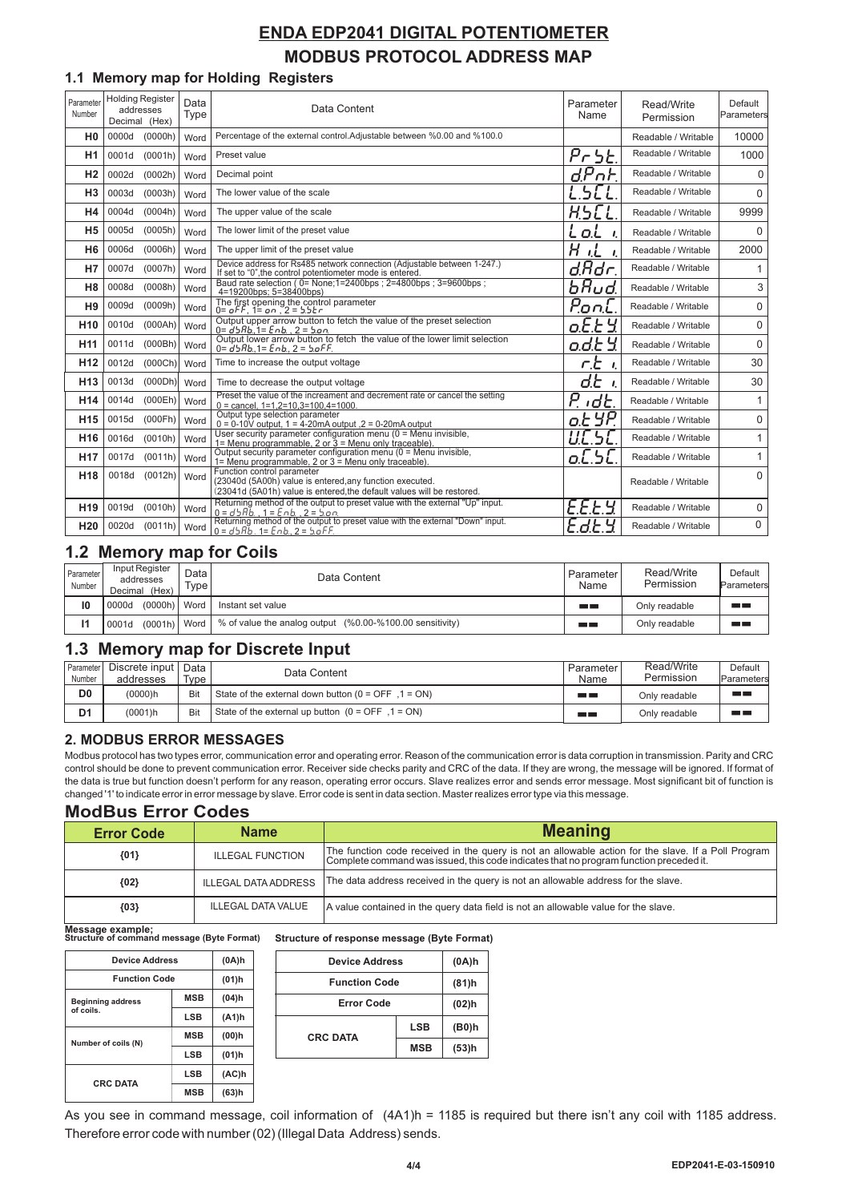# ENDA EDP2041 DIGITAL POTENTIOMETER

## MODBUS PROTOCOL ADDRESS MAP

### 1.1 Memory map for Holding Registers

| Parameter Number | Holding Register addresses Decimal (Hex) | Data Type | Data Content | Parameter Name | Read/Write Permission | Default Parameters |
|---|---|---|---|---|---|---|
| H0 | 0000d (0000h) | Word | Percentage of the external control.Adjustable between %0.00 and %100.0 | | Readable / Writable | 10000 |
| H1 | 0001d (0001h) | Word | Preset value | PrSt | Readable / Writable | 1000 |
| H2 | 0002d (0002h) | Word | Decimal point | dPnt | Readable / Writable | 0 |
| H3 | 0003d (0003h) | Word | The lower value of the scale | L.SCL | Readable / Writable | 0 |
| H4 | 0004d (0004h) | Word | The upper value of the scale | H.SCL | Readable / Writable | 9999 |
| H5 | 0005d (0005h) | Word | The lower limit of the preset value | Lo.L | Readable / Writable | 0 |
| H6 | 0006d (0006h) | Word | The upper limit of the preset value | Hi.L | Readable / Writable | 2000 |
| H7 | 0007d (0007h) | Word | Device address for Rs485 network connection (Adjustable between 1-247.) If set to "0",the control potentiometer mode is entered. | d.Adr | Readable / Writable | 1 |
| H8 | 0008d (0008h) | Word | Baud rate selection ( 0= None;1=2400bps ; 2=4800bps ; 3=9600bps ; 4=19200bps; 5=38400bps) | bAud | Readable / Writable | 3 |
| H9 | 0009d (0009h) | Word | The first opening the control parameter 0= oFF, 1= on , 2 = SSt r | P.on.C | Readable / Writable | 0 |
| H10 | 0010d (000Ah) | Word | Output upper arrow button to fetch the value of the preset selection 0= dSAb, 1= Enb , 2 = Son | o.E.t Y | Readable / Writable | 0 |
| H11 | 0011d (000Bh) | Word | Output lower arrow button to fetch the value of the lower limit selection 0= dSAb.,1= Enb., 2 = SoFF | o.d.t Y | Readable / Writable | 0 |
| H12 | 0012d (000Ch) | Word | Time to increase the output voltage | r.t i. | Readable / Writable | 30 |
| H13 | 0013d (000Dh) | Word | Time to decrease the output voltage | d.t i. | Readable / Writable | 30 |
| H14 | 0014d (000Eh) | Word | Preset the value of the increament and decrement rate or cancel the setting 0 = cancel, 1=1,2=10,3=100,4=1000. | P. idt. | Readable / Writable | 1 |
| H15 | 0015d (000Fh) | Word | Output type selection parameter 0 = 0-10V output, 1 = 4-20mA output ,2 = 0-20mA output | o.t YP | Readable / Writable | 0 |
| H16 | 0016d (0010h) | Word | User security parameter configuration menu (0 = Menu invisible, 1= Menu programmable, 2 or 3 = Menu only traceable). | U.C.SC | Readable / Writable | 1 |
| H17 | 0017d (0011h) | Word | Output security parameter configuration menu (0 = Menu invisible, 1= Menu programmable, 2 or 3 = Menu only traceable). | o.C.SC | Readable / Writable | 1 |
| H18 | 0018d (0012h) | Word | Function control parameter (23040d (5A00h) value is entered,any function executed. (23041d (5A01h) value is entered,the default values will be restored. | | Readable / Writable | 0 |
| H19 | 0019d (0010h) | Word | Returning method of the output to preset value with the external "Up" input. 0 = dSAb. , 1 = Enb. , 2 = Son | E.E.t Y | Readable / Writable | 0 |
| H20 | 0020d (0011h) | Word | Returning method of the output to preset value with the external "Down" input. 0 = dSAb. 1= Enb., 2 = SoFF | E.d.t Y | Readable / Writable | 0 |

### 1.2 Memory map for Coils

| Parameter Number | Input Register addresses Decimal (Hex) | Data Type | Data Content | Parameter Name | Read/Write Permission | Default Parameters |
|---|---|---|---|---|---|---|
| I0 | 0000d (0000h) | Word | Instant set value | -- | Only readable | -- |
| I1 | 0001d (0001h) | Word | % of value the analog output (%0.00-%100.00 sensitivity) | -- | Only readable | -- |

### 1.3 Memory map for Discrete Input

| Parameter Number | Discrete input addresses | Data Type | Data Content | Parameter Name | Read/Write Permission | Default Parameters |
|---|---|---|---|---|---|---|
| D0 | (0000)h | Bit | State of the external down button (0 = OFF ,1 = ON) | -- | Only readable | -- |
| D1 | (0001)h | Bit | State of the external up button (0 = OFF ,1 = ON) | -- | Only readable | -- |

### 2. MODBUS ERROR MESSAGES

Modbus protocol has two types error, communication error and operating error. Reason of the communication error is data corruption in transmission. Parity and CRC control should be done to prevent communication error. Receiver side checks parity and CRC of the data. If they are wrong, the message will be ignored. If format of the data is true but function doesn't perform for any reason, operating error occurs. Slave realizes error and sends error message. Most significant bit of function is changed '1' to indicate error in error message by slave. Error code is sent in data section. Master realizes error type via this message.

### ModBus Error Codes

| Error Code | Name | Meaning |
|---|---|---|
| {01} | ILLEGAL FUNCTION | The function code received in the query is not an allowable action for the slave. If a Poll Program Complete command was issued, this code indicates that no program function preceded it. |
| {02} | ILLEGAL DATA ADDRESS | The data address received in the query is not an allowable address for the slave. |
| {03} | ILLEGAL DATA VALUE | A value contained in the query data field is not an allowable value for the slave. |

**Message example;**
**Structure of command message (Byte Format)**

| | | |
|---|---|---|
| Device Address | | (0A)h |
| Function Code | | (01)h |
| Beginning address of coils. | MSB | (04)h |
| | LSB | (A1)h |
| Number of coils (N) | MSB | (00)h |
| | LSB | (01)h |
| CRC DATA | LSB | (AC)h |
| | MSB | (63)h |

**Structure of response message (Byte Format)**

| | | |
|---|---|---|
| Device Address | | (0A)h |
| Function Code | | (81)h |
| Error Code | | (02)h |
| CRC DATA | LSB | (B0)h |
| | MSB | (53)h |

As you see in command message, coil information of (4A1)h = 1185 is required but there isn't any coil with 1185 address. Therefore error code with number (02) (Illegal Data Address) sends.